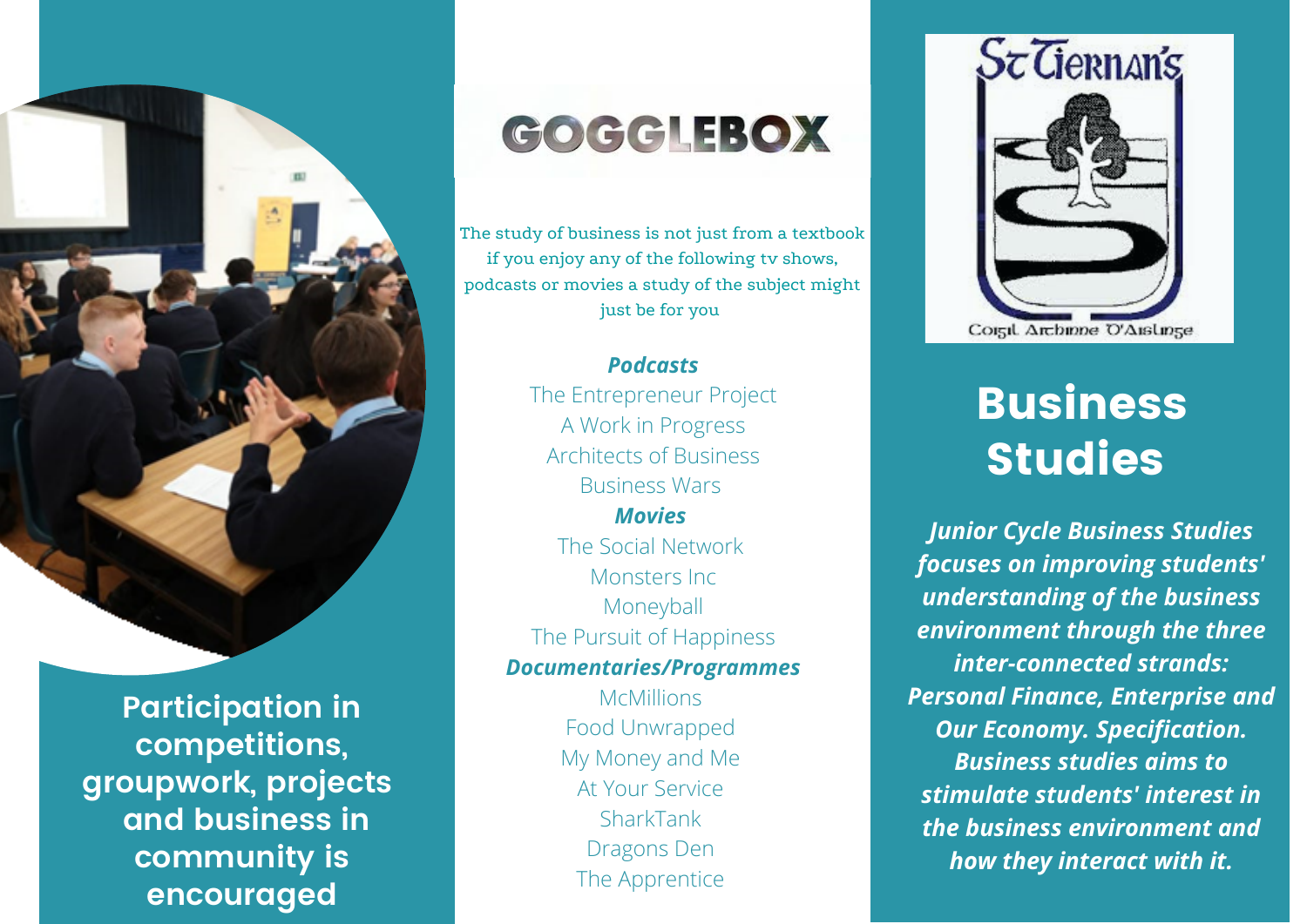Participation in competitions, groupwork, projects and business in community is encouraged

# GOGGLEBOX

The study of business is not just from a textbook if you enjoy any of the following tv shows, podcasts or movies a study of the subject might just be for you

***Podcasts***

The Entrepreneur Project
A Work in Progress
Architects of Business
Business Wars

***Movies***

The Social Network
Monsters Inc
Moneyball
The Pursuit of Happiness

***Documentaries/Programmes***

McMillions
Food Unwrapped
My Money and Me
At Your Service
SharkTank
Dragons Den
The Apprentice

St Tiernan's
Coigil Aitbinne D'Aislinge

# Business Studies

***Junior Cycle Business Studies focuses on improving students' understanding of the business environment through the three inter-connected strands: Personal Finance, Enterprise and Our Economy. Specification. Business studies aims to stimulate students' interest in the business environment and how they interact with it.***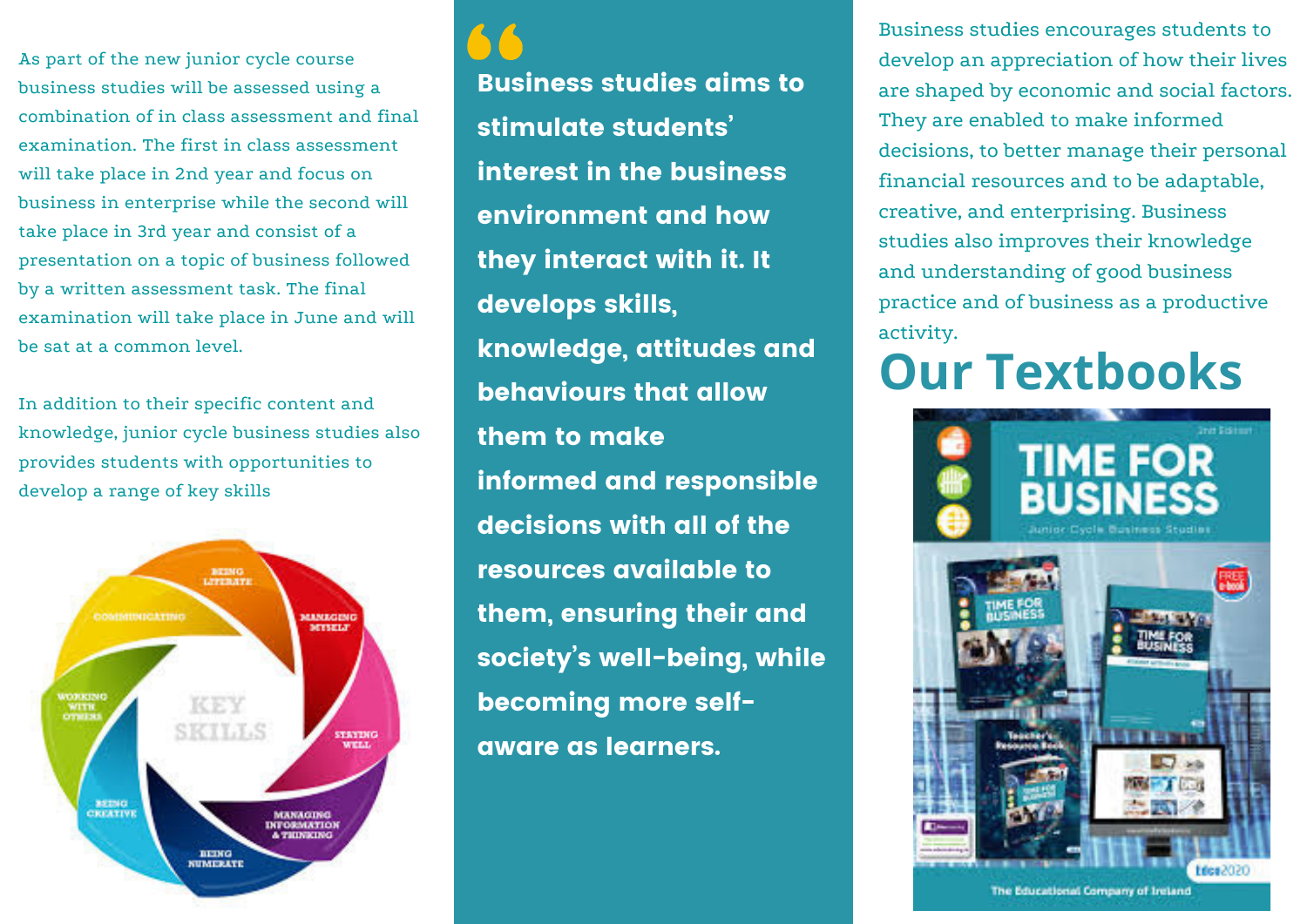As part of the new junior cycle course business studies will be assessed using a combination of in class assessment and final examination. The first in class assessment will take place in 2nd year and focus on business in enterprise while the second will take place in 3rd year and consist of a presentation on a topic of business followed by a written assessment task. The final examination will take place in June and will be sat at a common level.

In addition to their specific content and knowledge, junior cycle business studies also provides students with opportunities to develop a range of key skills

KEY SKILLS

BEING LITERATE

MANAGING MYSELF

STAYING WELL

MANAGING INFORMATION & THINKING

BEING NUMERATE

BEING CREATIVE

WORKING WITH OTHERS

COMMUNICATING

> **Business studies aims to stimulate students' interest in the business environment and how they interact with it. It develops skills, knowledge, attitudes and behaviours that allow them to make informed and responsible decisions with all of the resources available to them, ensuring their and society's well-being, while becoming more self-aware as learners.**

Business studies encourages students to develop an appreciation of how their lives are shaped by economic and social factors. They are enabled to make informed decisions, to better manage their personal financial resources and to be adaptable, creative, and enterprising. Business studies also improves their knowledge and understanding of good business practice and of business as a productive activity.

# Our Textbooks

TIME FOR BUSINESS

Junior Cycle Business Studies

The Educational Company of Ireland